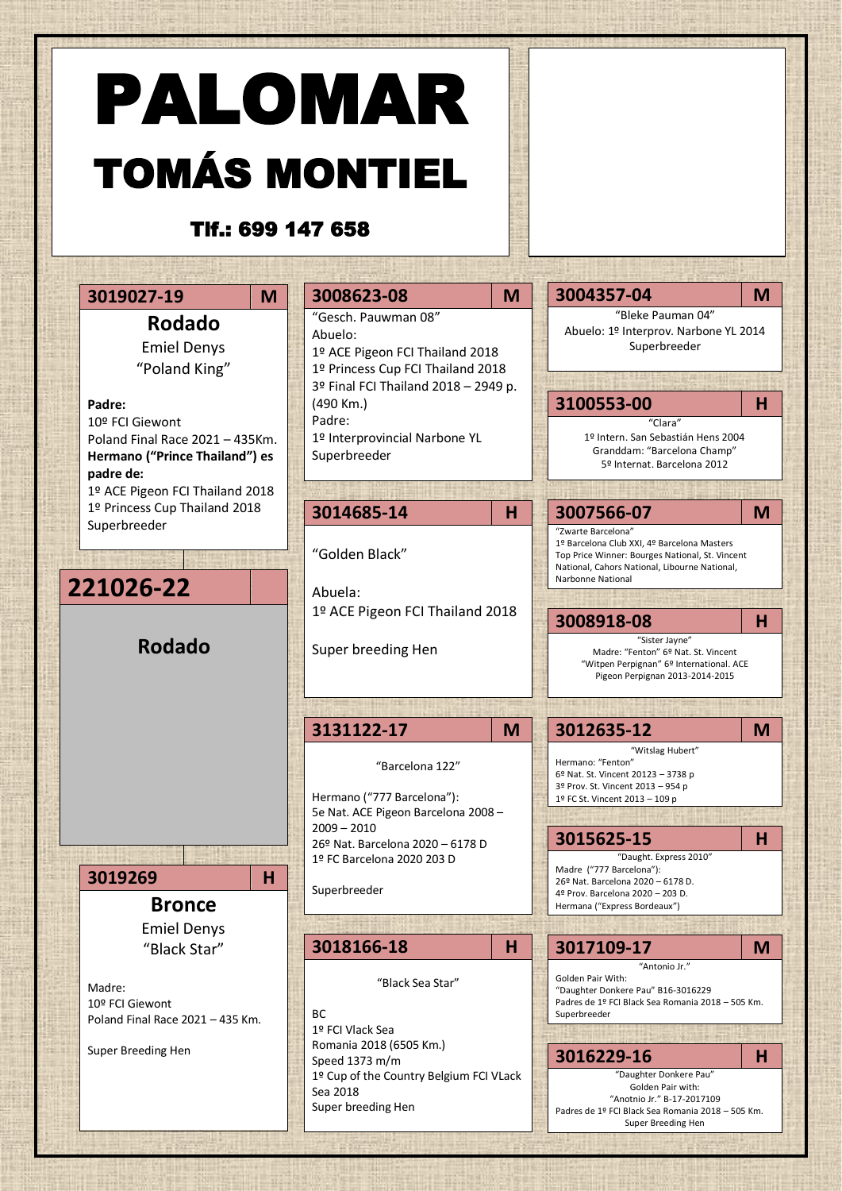# PALOMAR

## TOMÁS MONTIEL

### Tlf.: 699 147 658

---

## 221026-22

**Rodado**

---

### 3019027-19 — M

**Rodado**

Emiel Denys

"Poland King"

**Padre:**
10º FCI Giewont
Poland Final Race 2021 – 435Km.
**Hermano ("Prince Thailand") es padre de:**
1º ACE Pigeon FCI Thailand 2018
1º Princess Cup Thailand 2018
Superbreeder

---

### 3019269 — H

**Bronce**

Emiel Denys

"Black Star"

Madre:
10º FCI Giewont
Poland Final Race 2021 – 435 Km.

Super Breeding Hen

---

### 3008623-08 — M

"Gesch. Pauwman 08"
Abuelo:
1º ACE Pigeon FCI Thailand 2018
1º Princess Cup FCI Thailand 2018
3º Final FCI Thailand 2018 – 2949 p. (490 Km.)
Padre:
1º Interprovincial Narbone YL
Superbreeder

---

### 3014685-14 — H

"Golden Black"

Abuela:
1º ACE Pigeon FCI Thailand 2018

Super breeding Hen

---

### 3131122-17 — M

"Barcelona 122"

Hermano ("777 Barcelona"):
5e Nat. ACE Pigeon Barcelona 2008 – 2009 – 2010
26º Nat. Barcelona 2020 – 6178 D
1º FC Barcelona 2020 203 D

Superbreeder

---

### 3018166-18 — H

"Black Sea Star"

BC
1º FCI Vlack Sea
Romania 2018 (6505 Km.)
Speed 1373 m/m
1º Cup of the Country Belgium FCI VLack Sea 2018
Super breeding Hen

---

### 3004357-04 — M

"Bleke Pauman 04"
Abuelo: 1º Interprov. Narbone YL 2014
Superbreeder

---

### 3100553-00 — H

"Clara"
1º Intern. San Sebastián Hens 2004
Granddam: "Barcelona Champ"
5º Internat. Barcelona 2012

---

### 3007566-07 — M

"Zwarte Barcelona"
1º Barcelona Club XXI, 4º Barcelona Masters
Top Price Winner: Bourges National, St. Vincent National, Cahors National, Libourne National, Narbonne National

---

### 3008918-08 — H

"Sister Jayne"
Madre: "Fenton" 6º Nat. St. Vincent
"Witpen Perpignan" 6º International. ACE Pigeon Perpignan 2013-2014-2015

---

### 3012635-12 — M

"Witslag Hubert"
Hermano: "Fenton"
6º Nat. St. Vincent 20123 – 3738 p
3º Prov. St. Vincent 2013 – 954 p
1º FC St. Vincent 2013 – 109 p

---

### 3015625-15 — H

"Daught. Express 2010"
Madre ("777 Barcelona"):
26º Nat. Barcelona 2020 – 6178 D.
4º Prov. Barcelona 2020 – 203 D.
Hermana ("Express Bordeaux")

---

### 3017109-17 — M

"Antonio Jr."
Golden Pair With:
"Daughter Donkere Pau" B16-3016229
Padres de 1º FCI Black Sea Romania 2018 – 505 Km.
Superbreeder

---

### 3016229-16 — H

"Daughter Donkere Pau"
Golden Pair with:
"Anotnio Jr." B-17-2017109
Padres de 1º FCI Black Sea Romania 2018 – 505 Km.
Super Breeding Hen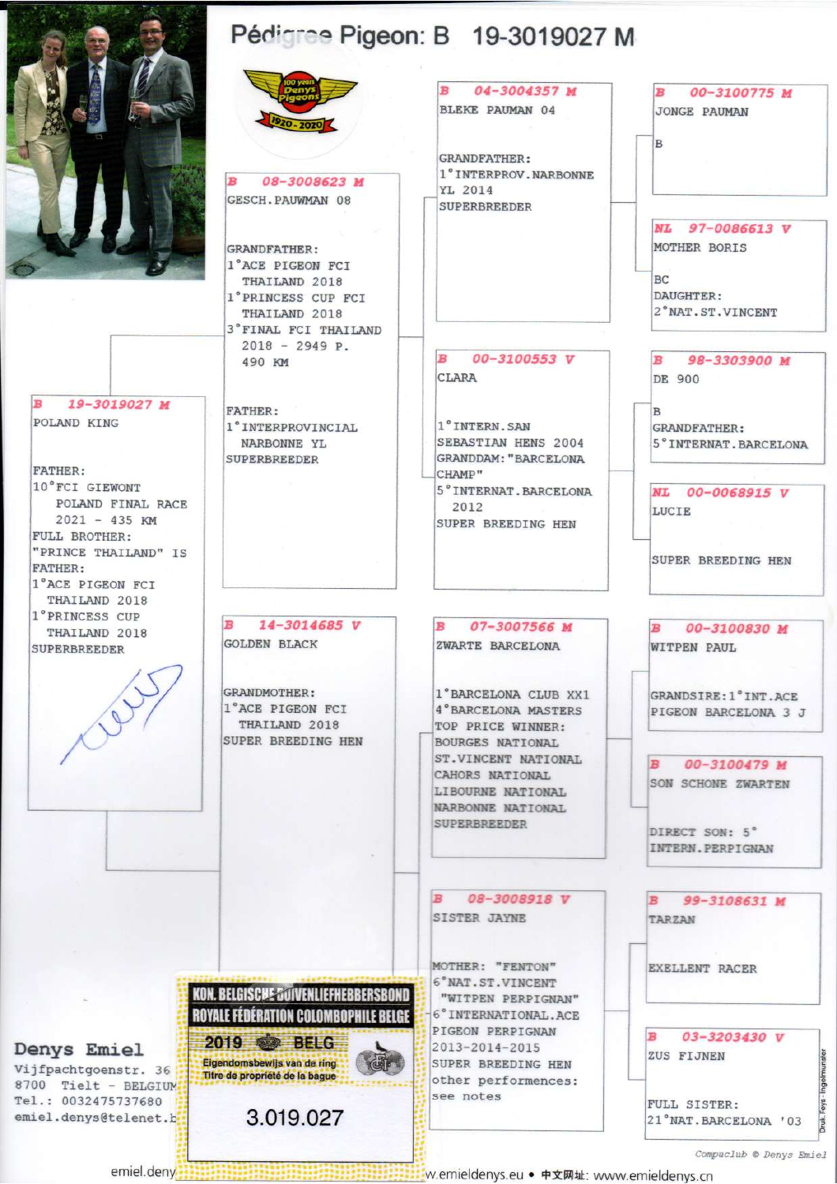# Pédigree Pigeon: B 19-3019027 M

100 years Denys Pigeons 1920 - 2020

**B 19-3019027 M**
POLAND KING

FATHER:
10°FCI GIEWONT POLAND FINAL RACE 2021 - 435 KM
FULL BROTHER:
"PRINCE THAILAND" IS FATHER:
1°ACE PIGEON FCI THAILAND 2018
1°PRINCESS CUP THAILAND 2018
SUPERBREEDER

---

**B 08-3008623 M**
GESCH.PAUWMAN 08

GRANDFATHER:
1°ACE PIGEON FCI THAILAND 2018
1°PRINCESS CUP FCI THAILAND 2018
3°FINAL FCI THAILAND 2018 - 2949 P. 490 KM

FATHER:
1°INTERPROVINCIAL NARBONNE YL
SUPERBREEDER

---

**B 04-3004357 M**
BLEKE PAUMAN 04

GRANDFATHER:
1°INTERPROV.NARBONNE YL 2014
SUPERBREEDER

**B 00-3100775 M**
JONGE PAUMAN

B

**NL 97-0086613 V**
MOTHER BORIS

BC
DAUGHTER:
2°NAT.ST.VINCENT

---

**B 00-3100553 V**
CLARA

1°INTERN.SAN SEBASTIAN HENS 2004
GRANDDAM:"BARCELONA CHAMP"
5°INTERNAT.BARCELONA 2012
SUPER BREEDING HEN

**B 98-3303900 M**
DE 900

B
GRANDFATHER:
5°INTERNAT.BARCELONA

**NL 00-0068915 V**
LUCIE

SUPER BREEDING HEN

---

**B 14-3014685 V**
GOLDEN BLACK

GRANDMOTHER:
1°ACE PIGEON FCI THAILAND 2018
SUPER BREEDING HEN

---

**B 07-3007566 M**
ZWARTE BARCELONA

1°BARCELONA CLUB XX1
4°BARCELONA MASTERS
TOP PRICE WINNER:
BOURGES NATIONAL
ST.VINCENT NATIONAL
CAHORS NATIONAL
LIBOURNE NATIONAL
NARBONNE NATIONAL
SUPERBREEDER

**B 00-3100830 M**
WITPEN PAUL

GRANDSIRE:1°INT.ACE PIGEON BARCELONA 3 J

**B 00-3100479 M**
SON SCHONE ZWARTEN

DIRECT SON: 5° INTERN.PERPIGNAN

---

**B 08-3008918 V**
SISTER JAYNE

MOTHER: "FENTON"
6°NAT.ST.VINCENT
"WITPEN PERPIGNAN"
6°INTERNATIONAL.ACE PIGEON PERPIGNAN 2013-2014-2015
SUPER BREEDING HEN
other performences: see notes

**B 99-3108631 M**
TARZAN

EXELLENT RACER

**B 03-3203430 V**
ZUS FIJNEN

FULL SISTER:
21°NAT.BARCELONA '03

---

KON. BELGISCHE DUIVENLIEFHEBBERSBOND
ROYALE FÉDÉRATION COLOMBOPHILE BELGE
2019 BELG
Eigendomsbewijs van de ring
Titre de propriété de la bague
3.019.027

**Denys Emiel**
Vijfpachtgoenstr. 36
8700 Tielt - BELGIUM
Tel.: 0032475737680
emiel.denys@telenet.be

Compuclub © Denys Emiel

emiel.deny... www.emieldenys.eu • 中文网址: www.emieldenys.cn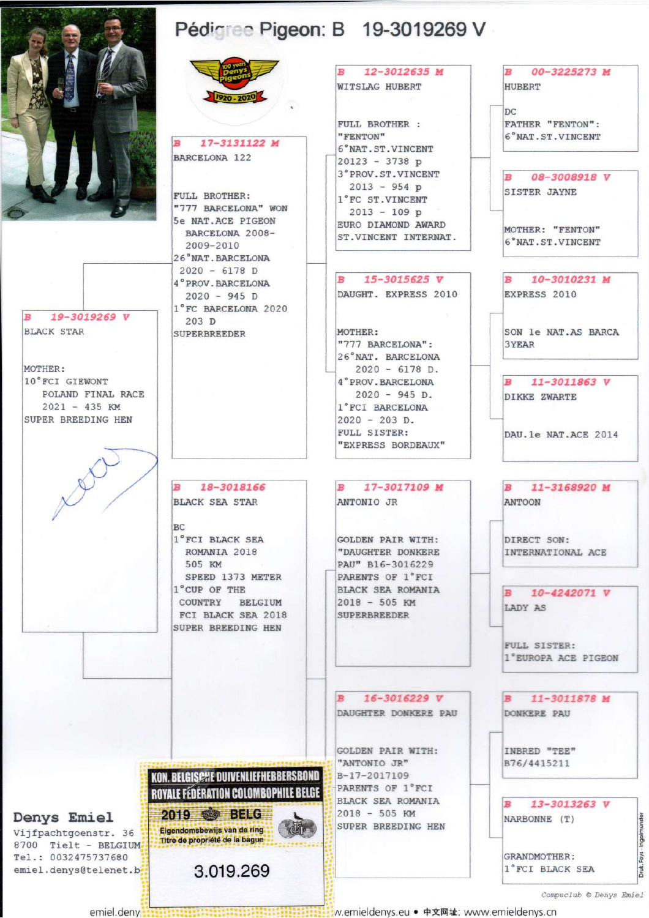# Pédigree Pigeon: B 19-3019269 V

100 years Denys Pigeons 1920 - 2020

**B 19-3019269 V**
BLACK STAR

MOTHER:
10°FCI GIEWONT
POLAND FINAL RACE
2021 - 435 KM
SUPER BREEDING HEN

**B 17-3131122 M**
BARCELONA 122

FULL BROTHER:
"777 BARCELONA" WON
5e NAT.ACE PIGEON
BARCELONA 2008-2009-2010
26°NAT.BARCELONA
2020 - 6178 D
4°PROV.BARCELONA
2020 - 945 D
1°FC BARCELONA 2020
203 D
SUPERBREEDER

**B 12-3012635 M**
WITSLAG HUBERT

FULL BROTHER :
"FENTON"
6°NAT.ST.VINCENT
20123 - 3738 p
3°PROV.ST.VINCENT
2013 - 954 p
1°FC ST.VINCENT
2013 - 109 p
EURO DIAMOND AWARD
ST.VINCENT INTERNAT.

**B 00-3225273 M**
HUBERT

DC
FATHER "FENTON":
6°NAT.ST.VINCENT

**B 08-3008918 V**
SISTER JAYNE

MOTHER: "FENTON"
6°NAT.ST.VINCENT

**B 15-3015625 V**
DAUGHT. EXPRESS 2010

MOTHER:
"777 BARCELONA":
26°NAT. BARCELONA
2020 - 6178 D.
4°PROV.BARCELONA
2020 - 945 D.
1°FCI BARCELONA
2020 - 203 D.
FULL SISTER:
"EXPRESS BORDEAUX"

**B 10-3010231 M**
EXPRESS 2010

SON 1e NAT.AS BARCA
3YEAR

**B 11-3011863 V**
DIKKE ZWARTE

DAU.1e NAT.ACE 2014

**B 18-3018166**
BLACK SEA STAR

BC
1°FCI BLACK SEA
ROMANIA 2018
505 KM
SPEED 1373 METER
1°CUP OF THE
COUNTRY BELGIUM
FCI BLACK SEA 2018
SUPER BREEDING HEN

**B 17-3017109 M**
ANTONIO JR

GOLDEN PAIR WITH:
"DAUGHTER DONKERE
PAU" B16-3016229
PARENTS OF 1°FCI
BLACK SEA ROMANIA
2018 - 505 KM
SUPERBREEDER

**B 11-3168920 M**
ANTOON

DIRECT SON:
INTERNATIONAL ACE

**B 10-4242071 V**
LADY AS

FULL SISTER:
1°EUROPA ACE PIGEON

**B 16-3016229 V**
DAUGHTER DONKERE PAU

GOLDEN PAIR WITH:
"ANTONIO JR"
B-17-2017109
PARENTS OF 1°FCI
BLACK SEA ROMANIA
2018 - 505 KM
SUPER BREEDING HEN

**B 11-3011878 M**
DONKERE PAU

INBRED "TEE"
B76/4415211

**B 13-3013263 V**
NARBONNE (T)

GRANDMOTHER:
1°FCI BLACK SEA

KON. BELGISCHE DUIVENLIEFHEBBERSBOND
ROYALE FÉDÉRATION COLOMBOPHILE BELGE
2019 BELG
Eigendomsbewijs van de ring
Titre de propriété de la bague
3.019.269

**Denys Emiel**
Vijfpachtgoenstr. 36
8700 Tielt - BELGIUM
Tel.: 0032475737680
emiel.denys@telenet.be

Compuclub © Denys Emiel

Druk. Fayt - Ingelmunster

emiel.denys… www.emieldenys.eu • 中文网址: www.emieldenys.cn